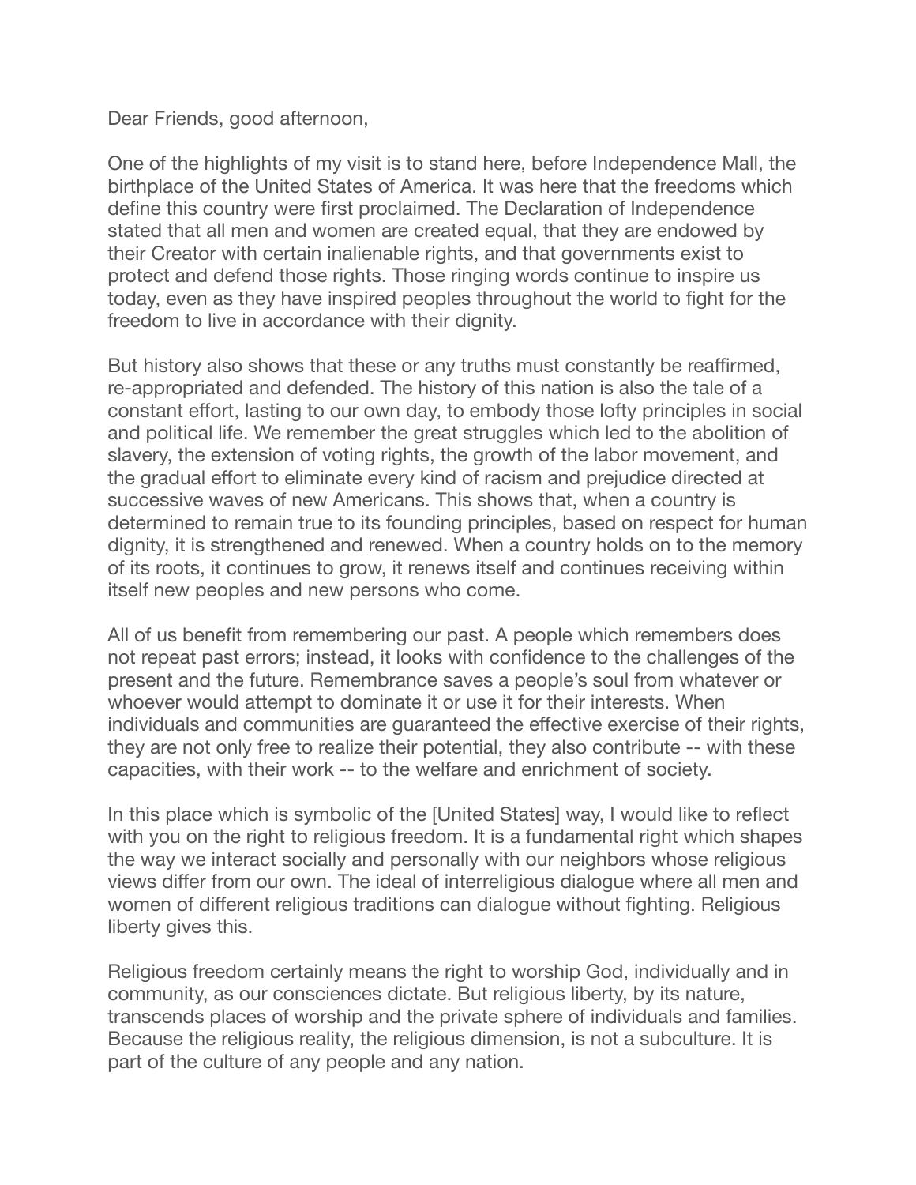Dear Friends, good afternoon,

One of the highlights of my visit is to stand here, before Independence Mall, the birthplace of the United States of America. It was here that the freedoms which define this country were first proclaimed. The Declaration of Independence stated that all men and women are created equal, that they are endowed by their Creator with certain inalienable rights, and that governments exist to protect and defend those rights. Those ringing words continue to inspire us today, even as they have inspired peoples throughout the world to fight for the freedom to live in accordance with their dignity.

But history also shows that these or any truths must constantly be reaffirmed, re-appropriated and defended. The history of this nation is also the tale of a constant effort, lasting to our own day, to embody those lofty principles in social and political life. We remember the great struggles which led to the abolition of slavery, the extension of voting rights, the growth of the labor movement, and the gradual effort to eliminate every kind of racism and prejudice directed at successive waves of new Americans. This shows that, when a country is determined to remain true to its founding principles, based on respect for human dignity, it is strengthened and renewed. When a country holds on to the memory of its roots, it continues to grow, it renews itself and continues receiving within itself new peoples and new persons who come.

All of us benefit from remembering our past. A people which remembers does not repeat past errors; instead, it looks with confidence to the challenges of the present and the future. Remembrance saves a people's soul from whatever or whoever would attempt to dominate it or use it for their interests. When individuals and communities are guaranteed the effective exercise of their rights, they are not only free to realize their potential, they also contribute -- with these capacities, with their work -- to the welfare and enrichment of society.

In this place which is symbolic of the [United States] way, I would like to reflect with you on the right to religious freedom. It is a fundamental right which shapes the way we interact socially and personally with our neighbors whose religious views differ from our own. The ideal of interreligious dialogue where all men and women of different religious traditions can dialogue without fighting. Religious liberty gives this.

Religious freedom certainly means the right to worship God, individually and in community, as our consciences dictate. But religious liberty, by its nature, transcends places of worship and the private sphere of individuals and families. Because the religious reality, the religious dimension, is not a subculture. It is part of the culture of any people and any nation.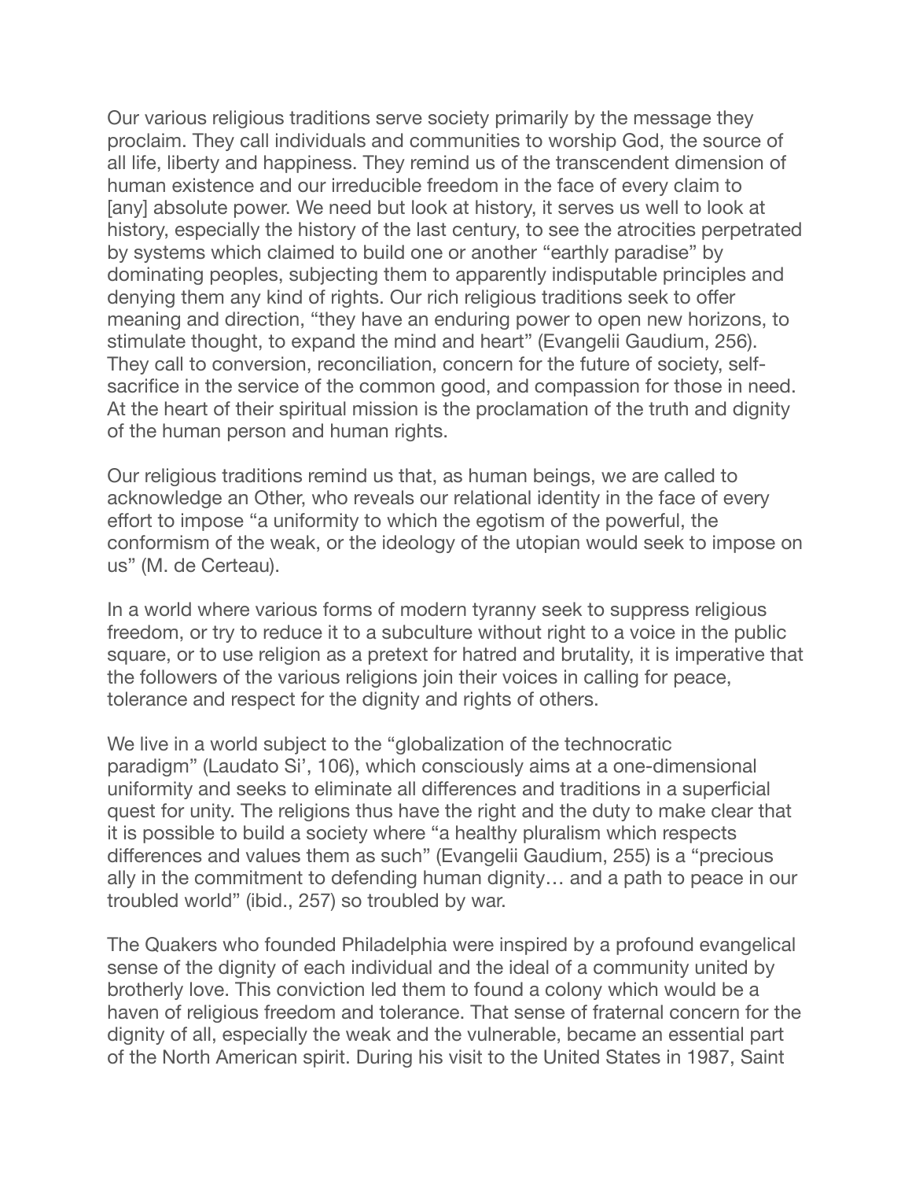Our various religious traditions serve society primarily by the message they proclaim. They call individuals and communities to worship God, the source of all life, liberty and happiness. They remind us of the transcendent dimension of human existence and our irreducible freedom in the face of every claim to [any] absolute power. We need but look at history, it serves us well to look at history, especially the history of the last century, to see the atrocities perpetrated by systems which claimed to build one or another "earthly paradise" by dominating peoples, subjecting them to apparently indisputable principles and denying them any kind of rights. Our rich religious traditions seek to offer meaning and direction, "they have an enduring power to open new horizons, to stimulate thought, to expand the mind and heart" (Evangelii Gaudium, 256). They call to conversion, reconciliation, concern for the future of society, self-sacrifice in the service of the common good, and compassion for those in need. At the heart of their spiritual mission is the proclamation of the truth and dignity of the human person and human rights.

Our religious traditions remind us that, as human beings, we are called to acknowledge an Other, who reveals our relational identity in the face of every effort to impose "a uniformity to which the egotism of the powerful, the conformism of the weak, or the ideology of the utopian would seek to impose on us" (M. de Certeau).

In a world where various forms of modern tyranny seek to suppress religious freedom, or try to reduce it to a subculture without right to a voice in the public square, or to use religion as a pretext for hatred and brutality, it is imperative that the followers of the various religions join their voices in calling for peace, tolerance and respect for the dignity and rights of others.

We live in a world subject to the "globalization of the technocratic paradigm" (Laudato Si', 106), which consciously aims at a one-dimensional uniformity and seeks to eliminate all differences and traditions in a superficial quest for unity. The religions thus have the right and the duty to make clear that it is possible to build a society where "a healthy pluralism which respects differences and values them as such" (Evangelii Gaudium, 255) is a "precious ally in the commitment to defending human dignity… and a path to peace in our troubled world" (ibid., 257) so troubled by war.

The Quakers who founded Philadelphia were inspired by a profound evangelical sense of the dignity of each individual and the ideal of a community united by brotherly love. This conviction led them to found a colony which would be a haven of religious freedom and tolerance. That sense of fraternal concern for the dignity of all, especially the weak and the vulnerable, became an essential part of the North American spirit. During his visit to the United States in 1987, Saint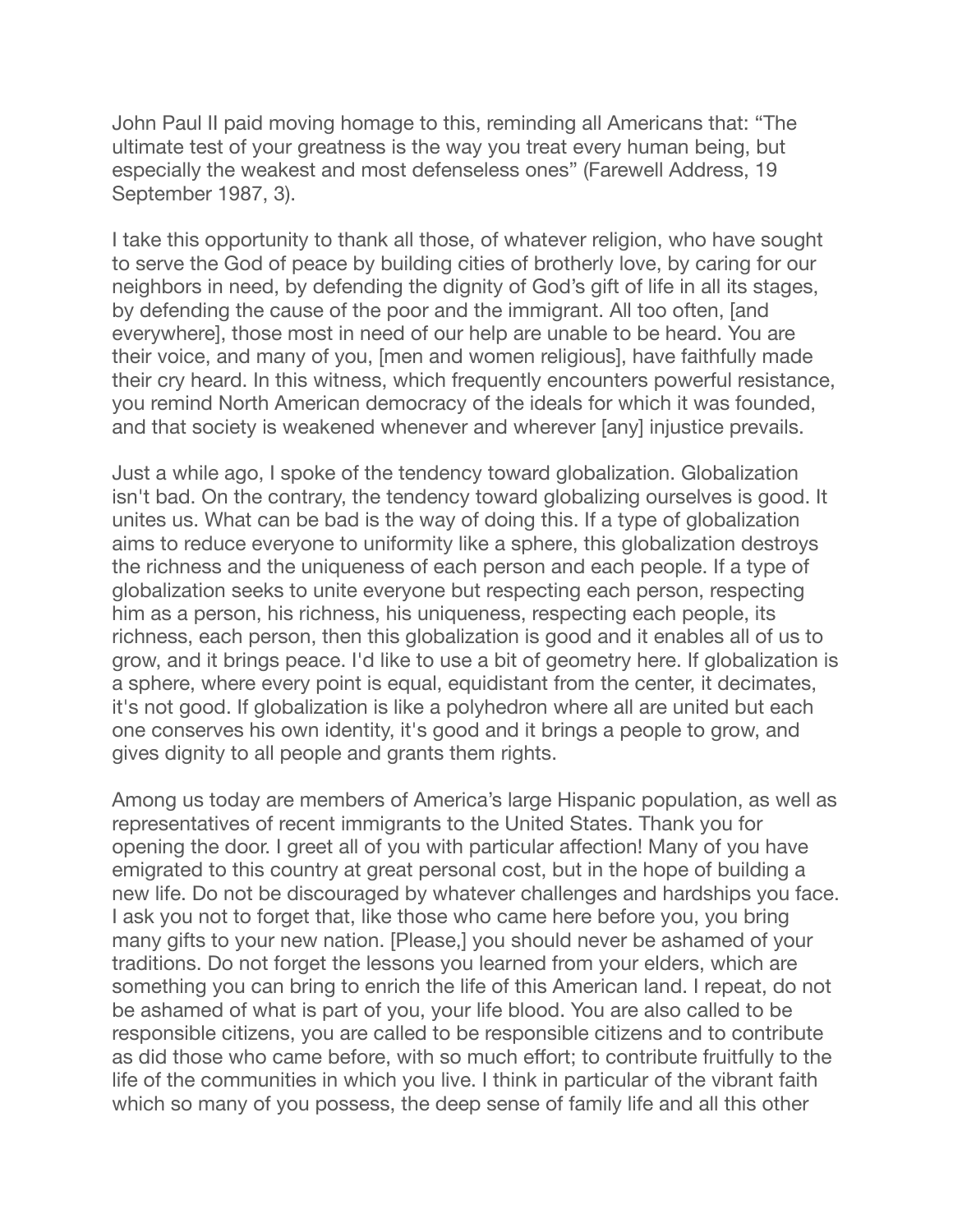John Paul II paid moving homage to this, reminding all Americans that: “The ultimate test of your greatness is the way you treat every human being, but especially the weakest and most defenseless ones” (Farewell Address, 19 September 1987, 3).

I take this opportunity to thank all those, of whatever religion, who have sought to serve the God of peace by building cities of brotherly love, by caring for our neighbors in need, by defending the dignity of God’s gift of life in all its stages, by defending the cause of the poor and the immigrant. All too often, [and everywhere], those most in need of our help are unable to be heard. You are their voice, and many of you, [men and women religious], have faithfully made their cry heard. In this witness, which frequently encounters powerful resistance, you remind North American democracy of the ideals for which it was founded, and that society is weakened whenever and wherever [any] injustice prevails.

Just a while ago, I spoke of the tendency toward globalization. Globalization isn't bad. On the contrary, the tendency toward globalizing ourselves is good. It unites us. What can be bad is the way of doing this. If a type of globalization aims to reduce everyone to uniformity like a sphere, this globalization destroys the richness and the uniqueness of each person and each people. If a type of globalization seeks to unite everyone but respecting each person, respecting him as a person, his richness, his uniqueness, respecting each people, its richness, each person, then this globalization is good and it enables all of us to grow, and it brings peace. I'd like to use a bit of geometry here. If globalization is a sphere, where every point is equal, equidistant from the center, it decimates, it's not good. If globalization is like a polyhedron where all are united but each one conserves his own identity, it's good and it brings a people to grow, and gives dignity to all people and grants them rights.

Among us today are members of America’s large Hispanic population, as well as representatives of recent immigrants to the United States. Thank you for opening the door. I greet all of you with particular affection! Many of you have emigrated to this country at great personal cost, but in the hope of building a new life. Do not be discouraged by whatever challenges and hardships you face. I ask you not to forget that, like those who came here before you, you bring many gifts to your new nation. [Please,] you should never be ashamed of your traditions. Do not forget the lessons you learned from your elders, which are something you can bring to enrich the life of this American land. I repeat, do not be ashamed of what is part of you, your life blood. You are also called to be responsible citizens, you are called to be responsible citizens and to contribute as did those who came before, with so much effort; to contribute fruitfully to the life of the communities in which you live. I think in particular of the vibrant faith which so many of you possess, the deep sense of family life and all this other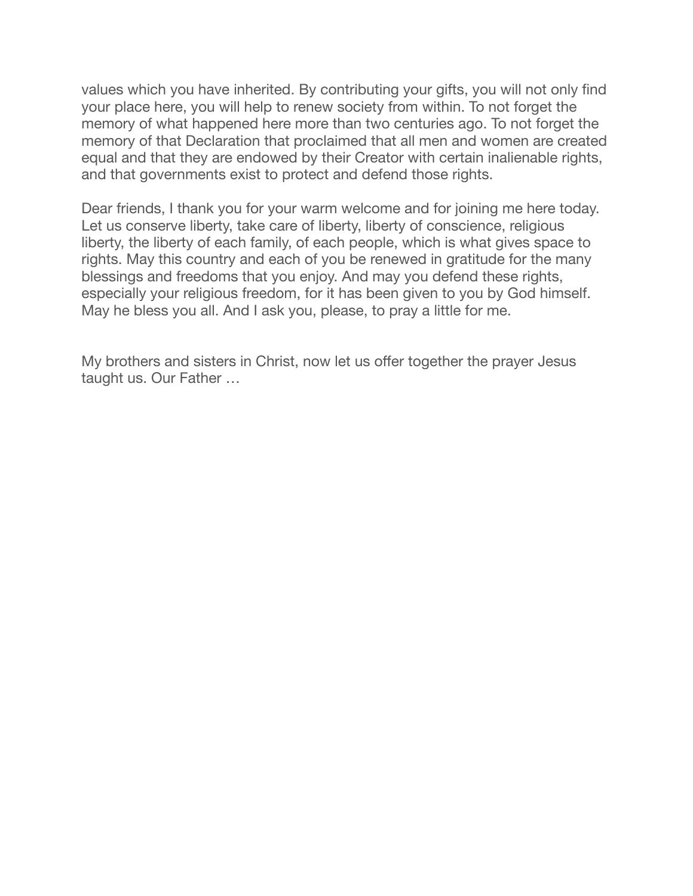values which you have inherited. By contributing your gifts, you will not only find your place here, you will help to renew society from within. To not forget the memory of what happened here more than two centuries ago. To not forget the memory of that Declaration that proclaimed that all men and women are created equal and that they are endowed by their Creator with certain inalienable rights, and that governments exist to protect and defend those rights.

Dear friends, I thank you for your warm welcome and for joining me here today. Let us conserve liberty, take care of liberty, liberty of conscience, religious liberty, the liberty of each family, of each people, which is what gives space to rights. May this country and each of you be renewed in gratitude for the many blessings and freedoms that you enjoy. And may you defend these rights, especially your religious freedom, for it has been given to you by God himself. May he bless you all. And I ask you, please, to pray a little for me.

My brothers and sisters in Christ, now let us offer together the prayer Jesus taught us. Our Father …